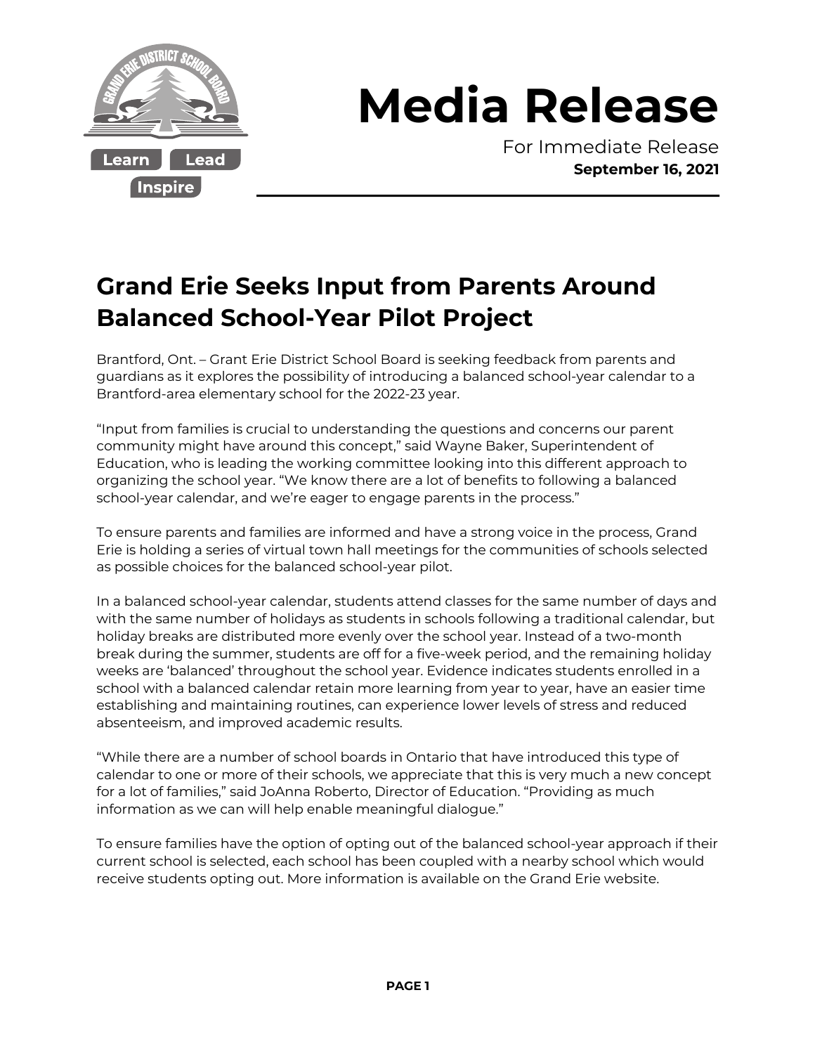Learn Lead Inspire

# Media Release

For Immediate Release
**September 16, 2021**

## Grand Erie Seeks Input from Parents Around Balanced School-Year Pilot Project

Brantford, Ont. – Grant Erie District School Board is seeking feedback from parents and guardians as it explores the possibility of introducing a balanced school-year calendar to a Brantford-area elementary school for the 2022-23 year.

"Input from families is crucial to understanding the questions and concerns our parent community might have around this concept," said Wayne Baker, Superintendent of Education, who is leading the working committee looking into this different approach to organizing the school year. "We know there are a lot of benefits to following a balanced school-year calendar, and we're eager to engage parents in the process."

To ensure parents and families are informed and have a strong voice in the process, Grand Erie is holding a series of virtual town hall meetings for the communities of schools selected as possible choices for the balanced school-year pilot.

In a balanced school-year calendar, students attend classes for the same number of days and with the same number of holidays as students in schools following a traditional calendar, but holiday breaks are distributed more evenly over the school year. Instead of a two-month break during the summer, students are off for a five-week period, and the remaining holiday weeks are 'balanced' throughout the school year. Evidence indicates students enrolled in a school with a balanced calendar retain more learning from year to year, have an easier time establishing and maintaining routines, can experience lower levels of stress and reduced absenteeism, and improved academic results.

"While there are a number of school boards in Ontario that have introduced this type of calendar to one or more of their schools, we appreciate that this is very much a new concept for a lot of families," said JoAnna Roberto, Director of Education. "Providing as much information as we can will help enable meaningful dialogue."

To ensure families have the option of opting out of the balanced school-year approach if their current school is selected, each school has been coupled with a nearby school which would receive students opting out. More information is available on the Grand Erie website.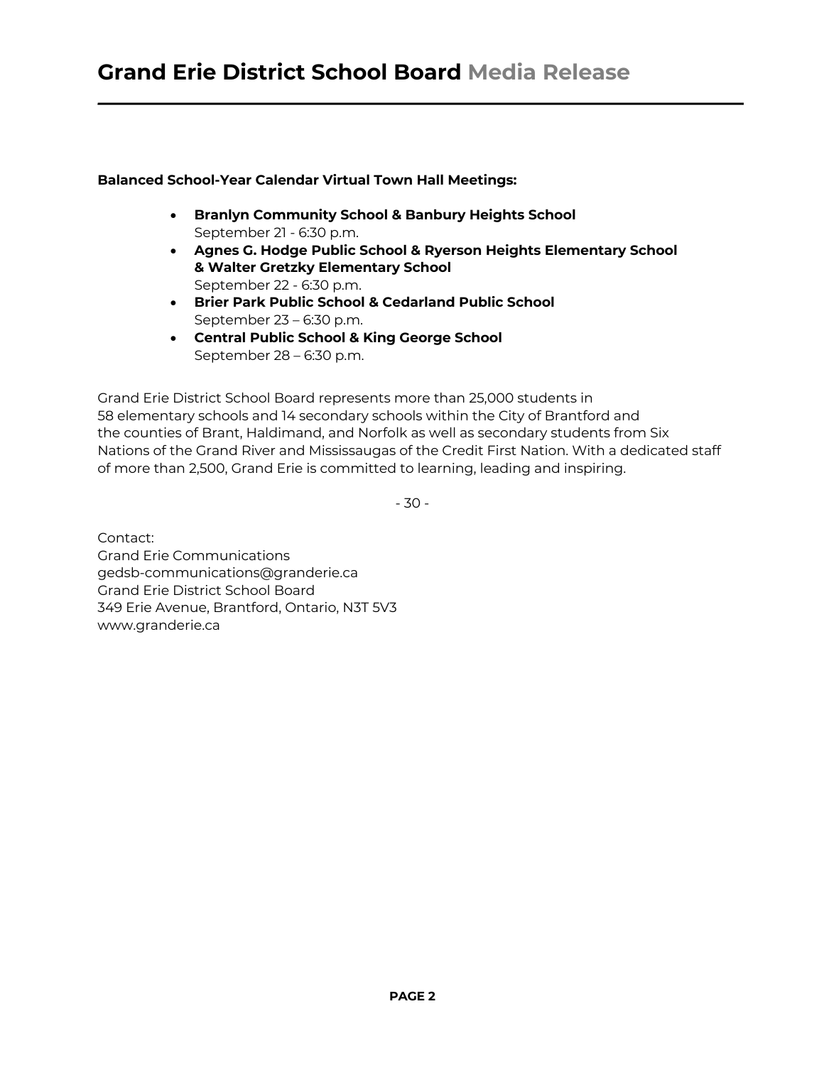**Balanced School-Year Calendar Virtual Town Hall Meetings:**

- **Branlyn Community School & Banbury Heights School**
  September 21 - 6:30 p.m.
- **Agnes G. Hodge Public School & Ryerson Heights Elementary School & Walter Gretzky Elementary School**
  September 22 - 6:30 p.m.
- **Brier Park Public School & Cedarland Public School**
  September 23 – 6:30 p.m.
- **Central Public School & King George School**
  September 28 – 6:30 p.m.

Grand Erie District School Board represents more than 25,000 students in 58 elementary schools and 14 secondary schools within the City of Brantford and the counties of Brant, Haldimand, and Norfolk as well as secondary students from Six Nations of the Grand River and Mississaugas of the Credit First Nation. With a dedicated staff of more than 2,500, Grand Erie is committed to learning, leading and inspiring.

- 30 -

Contact:
Grand Erie Communications
gedsb-communications@granderie.ca
Grand Erie District School Board
349 Erie Avenue, Brantford, Ontario, N3T 5V3
www.granderie.ca